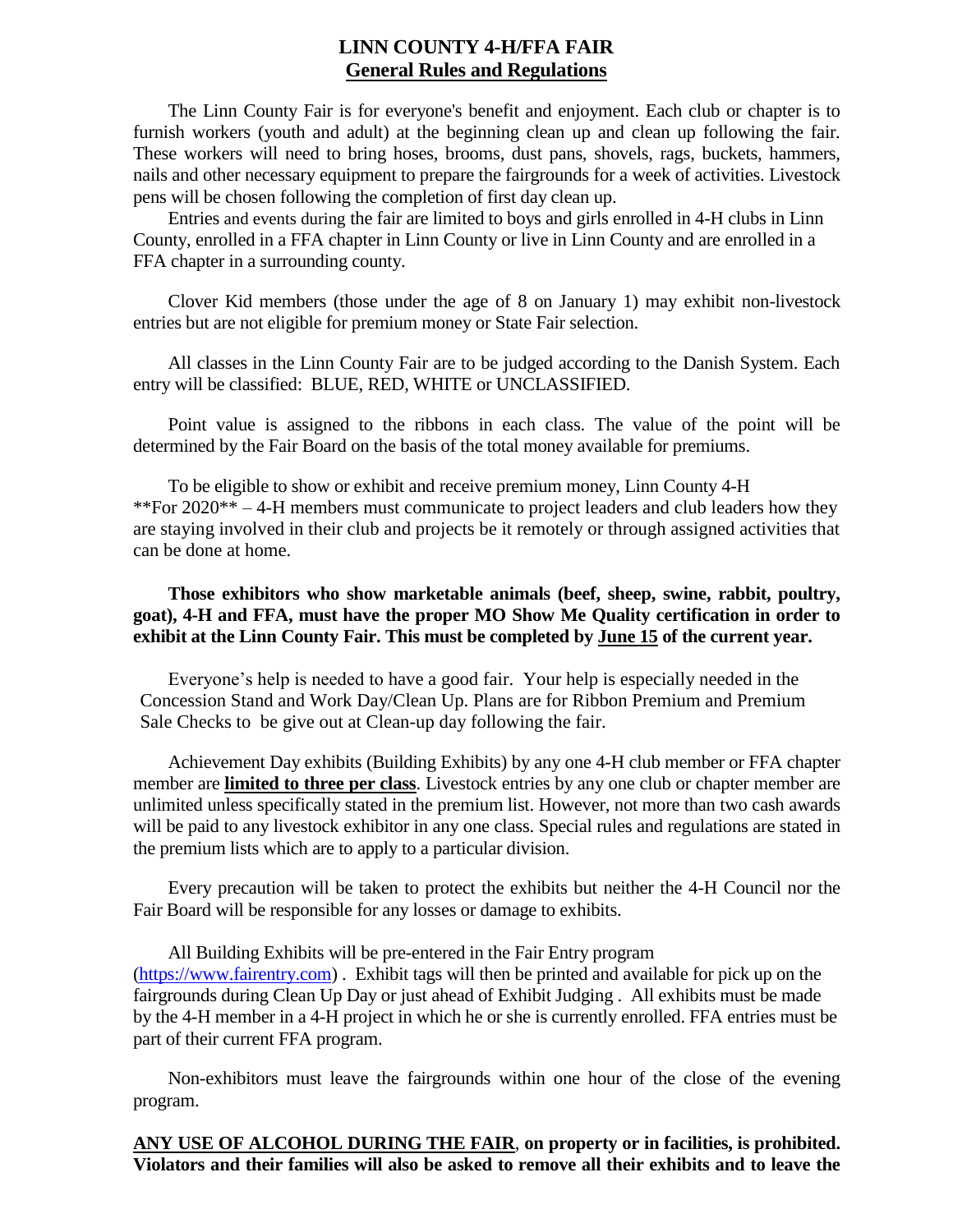# LINN COUNTY 4-H/FFA FAIR

## General Rules and Regulations

The Linn County Fair is for everyone's benefit and enjoyment. Each club or chapter is to furnish workers (youth and adult) at the beginning clean up and clean up following the fair. These workers will need to bring hoses, brooms, dust pans, shovels, rags, buckets, hammers, nails and other necessary equipment to prepare the fairgrounds for a week of activities. Livestock pens will be chosen following the completion of first day clean up.

Entries and events during the fair are limited to boys and girls enrolled in 4-H clubs in Linn County, enrolled in a FFA chapter in Linn County or live in Linn County and are enrolled in a FFA chapter in a surrounding county.

Clover Kid members (those under the age of 8 on January 1) may exhibit non-livestock entries but are not eligible for premium money or State Fair selection.

All classes in the Linn County Fair are to be judged according to the Danish System. Each entry will be classified: BLUE, RED, WHITE or UNCLASSIFIED.

Point value is assigned to the ribbons in each class. The value of the point will be determined by the Fair Board on the basis of the total money available for premiums.

To be eligible to show or exhibit and receive premium money, Linn County 4-H **For 2020** – 4-H members must communicate to project leaders and club leaders how they are staying involved in their club and projects be it remotely or through assigned activities that can be done at home.

**Those exhibitors who show marketable animals (beef, sheep, swine, rabbit, poultry, goat), 4-H and FFA, must have the proper MO Show Me Quality certification in order to exhibit at the Linn County Fair. This must be completed by <u>June 15</u> of the current year.**

Everyone's help is needed to have a good fair. Your help is especially needed in the Concession Stand and Work Day/Clean Up. Plans are for Ribbon Premium and Premium Sale Checks to be give out at Clean-up day following the fair.

Achievement Day exhibits (Building Exhibits) by any one 4-H club member or FFA chapter member are **<u>limited to three per class</u>**. Livestock entries by any one club or chapter member are unlimited unless specifically stated in the premium list. However, not more than two cash awards will be paid to any livestock exhibitor in any one class. Special rules and regulations are stated in the premium lists which are to apply to a particular division.

Every precaution will be taken to protect the exhibits but neither the 4-H Council nor the Fair Board will be responsible for any losses or damage to exhibits.

All Building Exhibits will be pre-entered in the Fair Entry program (https://www.fairentry.com) . Exhibit tags will then be printed and available for pick up on the fairgrounds during Clean Up Day or just ahead of Exhibit Judging . All exhibits must be made by the 4-H member in a 4-H project in which he or she is currently enrolled. FFA entries must be part of their current FFA program.

Non-exhibitors must leave the fairgrounds within one hour of the close of the evening program.

**<u>ANY USE OF ALCOHOL DURING THE FAIR</u>, on property or in facilities, is prohibited. Violators and their families will also be asked to remove all their exhibits and to leave the**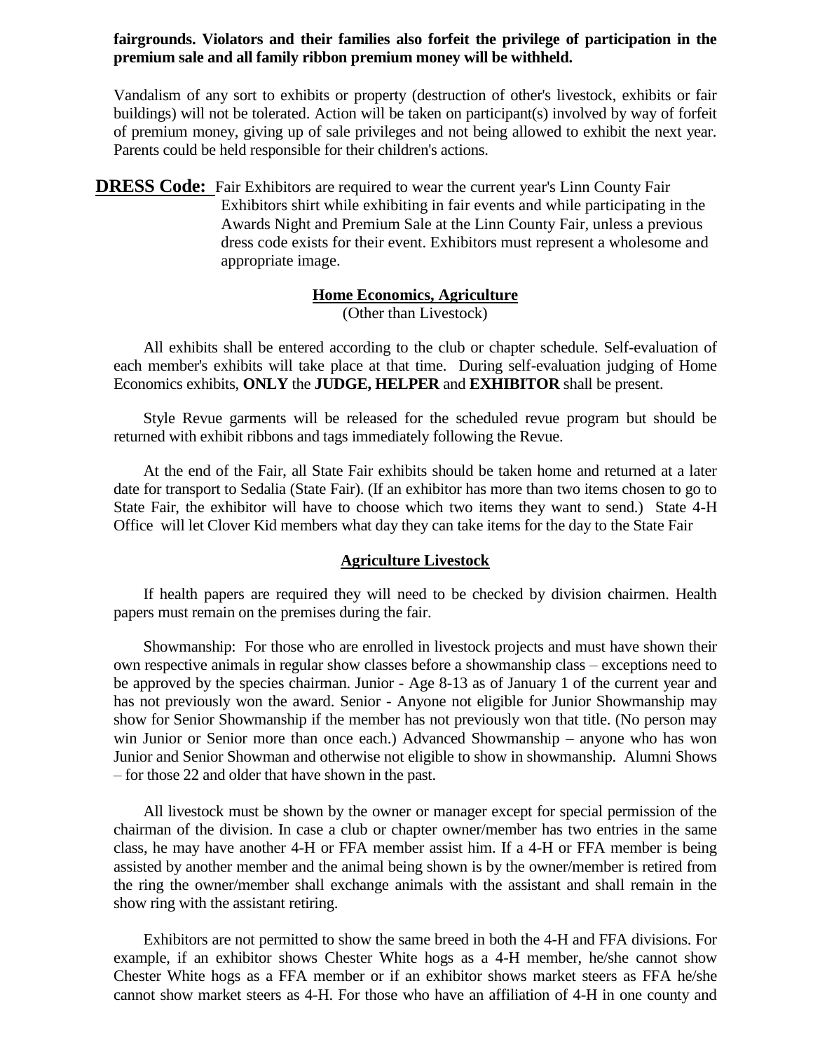**fairgrounds. Violators and their families also forfeit the privilege of participation in the premium sale and all family ribbon premium money will be withheld.**

Vandalism of any sort to exhibits or property (destruction of other's livestock, exhibits or fair buildings) will not be tolerated. Action will be taken on participant(s) involved by way of forfeit of premium money, giving up of sale privileges and not being allowed to exhibit the next year. Parents could be held responsible for their children's actions.

**DRESS Code:** Fair Exhibitors are required to wear the current year's Linn County Fair Exhibitors shirt while exhibiting in fair events and while participating in the Awards Night and Premium Sale at the Linn County Fair, unless a previous dress code exists for their event. Exhibitors must represent a wholesome and appropriate image.

## Home Economics, Agriculture

(Other than Livestock)

All exhibits shall be entered according to the club or chapter schedule. Self-evaluation of each member's exhibits will take place at that time. During self-evaluation judging of Home Economics exhibits, **ONLY** the **JUDGE, HELPER** and **EXHIBITOR** shall be present.

Style Revue garments will be released for the scheduled revue program but should be returned with exhibit ribbons and tags immediately following the Revue.

At the end of the Fair, all State Fair exhibits should be taken home and returned at a later date for transport to Sedalia (State Fair). (If an exhibitor has more than two items chosen to go to State Fair, the exhibitor will have to choose which two items they want to send.) State 4-H Office will let Clover Kid members what day they can take items for the day to the State Fair

## Agriculture Livestock

If health papers are required they will need to be checked by division chairmen. Health papers must remain on the premises during the fair.

Showmanship: For those who are enrolled in livestock projects and must have shown their own respective animals in regular show classes before a showmanship class – exceptions need to be approved by the species chairman. Junior - Age 8-13 as of January 1 of the current year and has not previously won the award. Senior - Anyone not eligible for Junior Showmanship may show for Senior Showmanship if the member has not previously won that title. (No person may win Junior or Senior more than once each.) Advanced Showmanship – anyone who has won Junior and Senior Showman and otherwise not eligible to show in showmanship. Alumni Shows – for those 22 and older that have shown in the past.

All livestock must be shown by the owner or manager except for special permission of the chairman of the division. In case a club or chapter owner/member has two entries in the same class, he may have another 4-H or FFA member assist him. If a 4-H or FFA member is being assisted by another member and the animal being shown is by the owner/member is retired from the ring the owner/member shall exchange animals with the assistant and shall remain in the show ring with the assistant retiring.

Exhibitors are not permitted to show the same breed in both the 4-H and FFA divisions. For example, if an exhibitor shows Chester White hogs as a 4-H member, he/she cannot show Chester White hogs as a FFA member or if an exhibitor shows market steers as FFA he/she cannot show market steers as 4-H. For those who have an affiliation of 4-H in one county and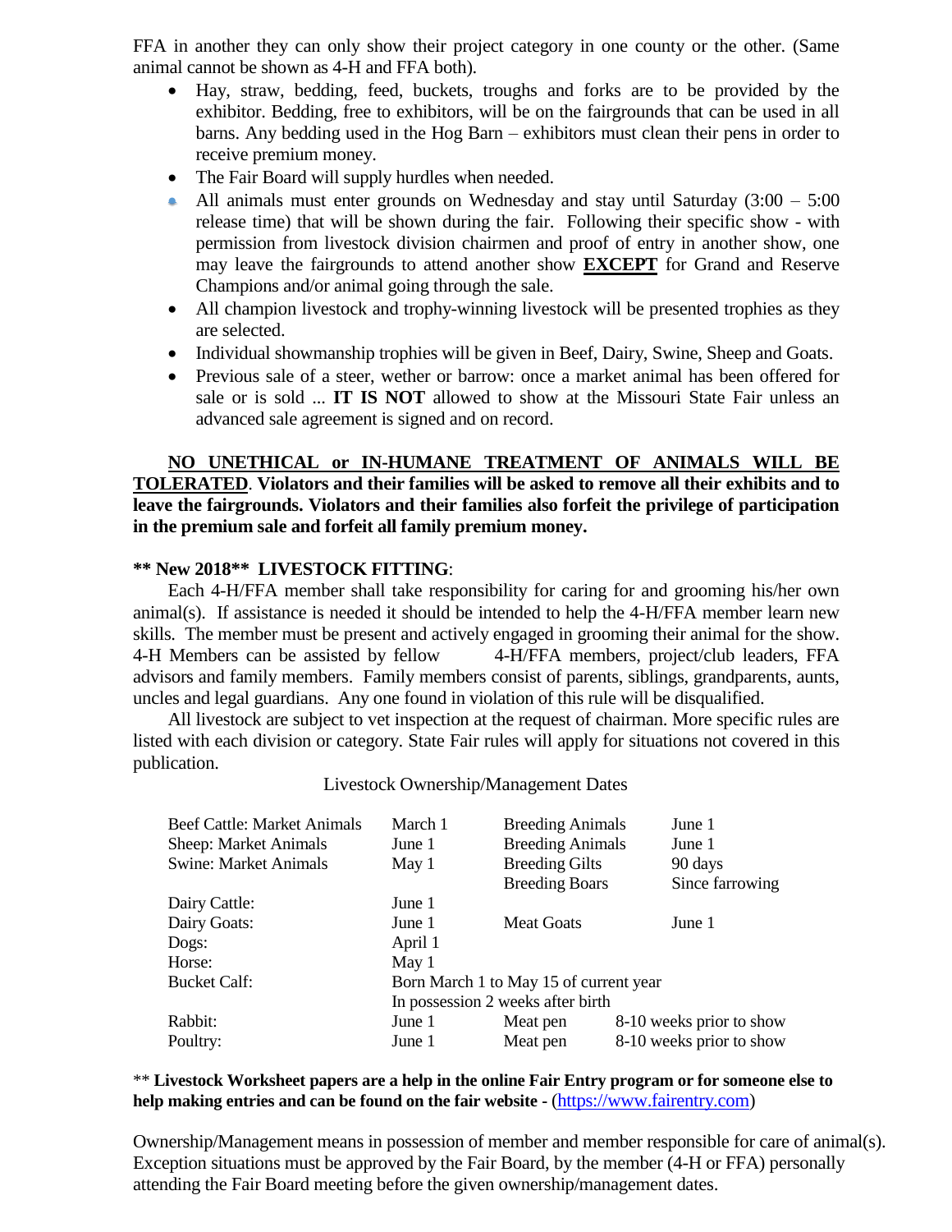FFA in another they can only show their project category in one county or the other. (Same animal cannot be shown as 4-H and FFA both).

- Hay, straw, bedding, feed, buckets, troughs and forks are to be provided by the exhibitor. Bedding, free to exhibitors, will be on the fairgrounds that can be used in all barns. Any bedding used in the Hog Barn – exhibitors must clean their pens in order to receive premium money.
- The Fair Board will supply hurdles when needed.
- All animals must enter grounds on Wednesday and stay until Saturday (3:00 – 5:00 release time) that will be shown during the fair. Following their specific show - with permission from livestock division chairmen and proof of entry in another show, one may leave the fairgrounds to attend another show **EXCEPT** for Grand and Reserve Champions and/or animal going through the sale.
- All champion livestock and trophy-winning livestock will be presented trophies as they are selected.
- Individual showmanship trophies will be given in Beef, Dairy, Swine, Sheep and Goats.
- Previous sale of a steer, wether or barrow: once a market animal has been offered for sale or is sold ... **IT IS NOT** allowed to show at the Missouri State Fair unless an advanced sale agreement is signed and on record.

**NO UNETHICAL or IN-HUMANE TREATMENT OF ANIMALS WILL BE TOLERATED. Violators and their families will be asked to remove all their exhibits and to leave the fairgrounds. Violators and their families also forfeit the privilege of participation in the premium sale and forfeit all family premium money.**

**** New 2018** LIVESTOCK FITTING**:

Each 4-H/FFA member shall take responsibility for caring for and grooming his/her own animal(s). If assistance is needed it should be intended to help the 4-H/FFA member learn new skills. The member must be present and actively engaged in grooming their animal for the show. 4-H Members can be assisted by fellow 4-H/FFA members, project/club leaders, FFA advisors and family members. Family members consist of parents, siblings, grandparents, aunts, uncles and legal guardians. Any one found in violation of this rule will be disqualified.

All livestock are subject to vet inspection at the request of chairman. More specific rules are listed with each division or category. State Fair rules will apply for situations not covered in this publication.

Livestock Ownership/Management Dates

| | | | |
|---|---|---|---|
| Beef Cattle: Market Animals | March 1 | Breeding Animals | June 1 |
| Sheep: Market Animals | June 1 | Breeding Animals | June 1 |
| Swine: Market Animals | May 1 | Breeding Gilts | 90 days |
| | | Breeding Boars | Since farrowing |
| Dairy Cattle: | June 1 | | |
| Dairy Goats: | June 1 | Meat Goats | June 1 |
| Dogs: | April 1 | | |
| Horse: | May 1 | | |
| Bucket Calf: | Born March 1 to May 15 of current year | | |
| | In possession 2 weeks after birth | | |
| Rabbit: | June 1 | Meat pen | 8-10 weeks prior to show |
| Poultry: | June 1 | Meat pen | 8-10 weeks prior to show |

** **Livestock Worksheet papers are a help in the online Fair Entry program or for someone else to help making entries and can be found on the fair website -** (https://www.fairentry.com)

Ownership/Management means in possession of member and member responsible for care of animal(s). Exception situations must be approved by the Fair Board, by the member (4-H or FFA) personally attending the Fair Board meeting before the given ownership/management dates.